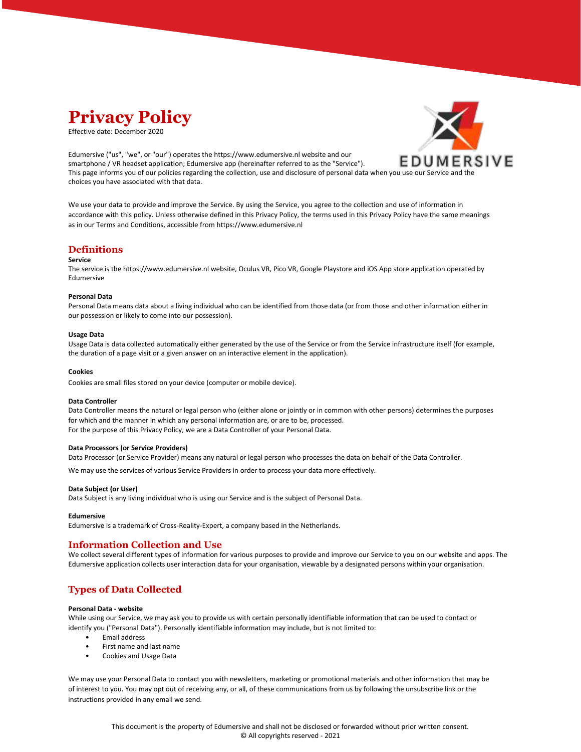# Privacy Policy

Effective date: December 2020

Edumersive ("us", "we", or "our") operates the https://www.edumersive.nl website and our smartphone / VR headset application; Edumersive app (hereinafter referred to as the "Service"). This page informs you of our policies regarding the collection, use and disclosure of personal data when you use our Service and the choices you have associated with that data.

We use your data to provide and improve the Service. By using the Service, you agree to the collection and use of information in accordance with this policy. Unless otherwise defined in this Privacy Policy, the terms used in this Privacy Policy have the same meanings as in our Terms and Conditions, accessible from https://www.edumersive.nl

## Definitions

**Service**
The service is the https://www.edumersive.nl website, Oculus VR, Pico VR, Google Playstore and iOS App store application operated by Edumersive

**Personal Data**
Personal Data means data about a living individual who can be identified from those data (or from those and other information either in our possession or likely to come into our possession).

**Usage Data**
Usage Data is data collected automatically either generated by the use of the Service or from the Service infrastructure itself (for example, the duration of a page visit or a given answer on an interactive element in the application).

**Cookies**

Cookies are small files stored on your device (computer or mobile device).

**Data Controller**
Data Controller means the natural or legal person who (either alone or jointly or in common with other persons) determines the purposes for which and the manner in which any personal information are, or are to be, processed.
For the purpose of this Privacy Policy, we are a Data Controller of your Personal Data.

**Data Processors (or Service Providers)**
Data Processor (or Service Provider) means any natural or legal person who processes the data on behalf of the Data Controller.

We may use the services of various Service Providers in order to process your data more effectively.

**Data Subject (or User)**
Data Subject is any living individual who is using our Service and is the subject of Personal Data.

**Edumersive**
Edumersive is a trademark of Cross-Reality-Expert, a company based in the Netherlands.

## Information Collection and Use

We collect several different types of information for various purposes to provide and improve our Service to you on our website and apps. The Edumersive application collects user interaction data for your organisation, viewable by a designated persons within your organisation.

## Types of Data Collected

**Personal Data - website**
While using our Service, we may ask you to provide us with certain personally identifiable information that can be used to contact or identify you ("Personal Data"). Personally identifiable information may include, but is not limited to:

- Email address
- First name and last name
- Cookies and Usage Data

We may use your Personal Data to contact you with newsletters, marketing or promotional materials and other information that may be of interest to you. You may opt out of receiving any, or all, of these communications from us by following the unsubscribe link or the instructions provided in any email we send.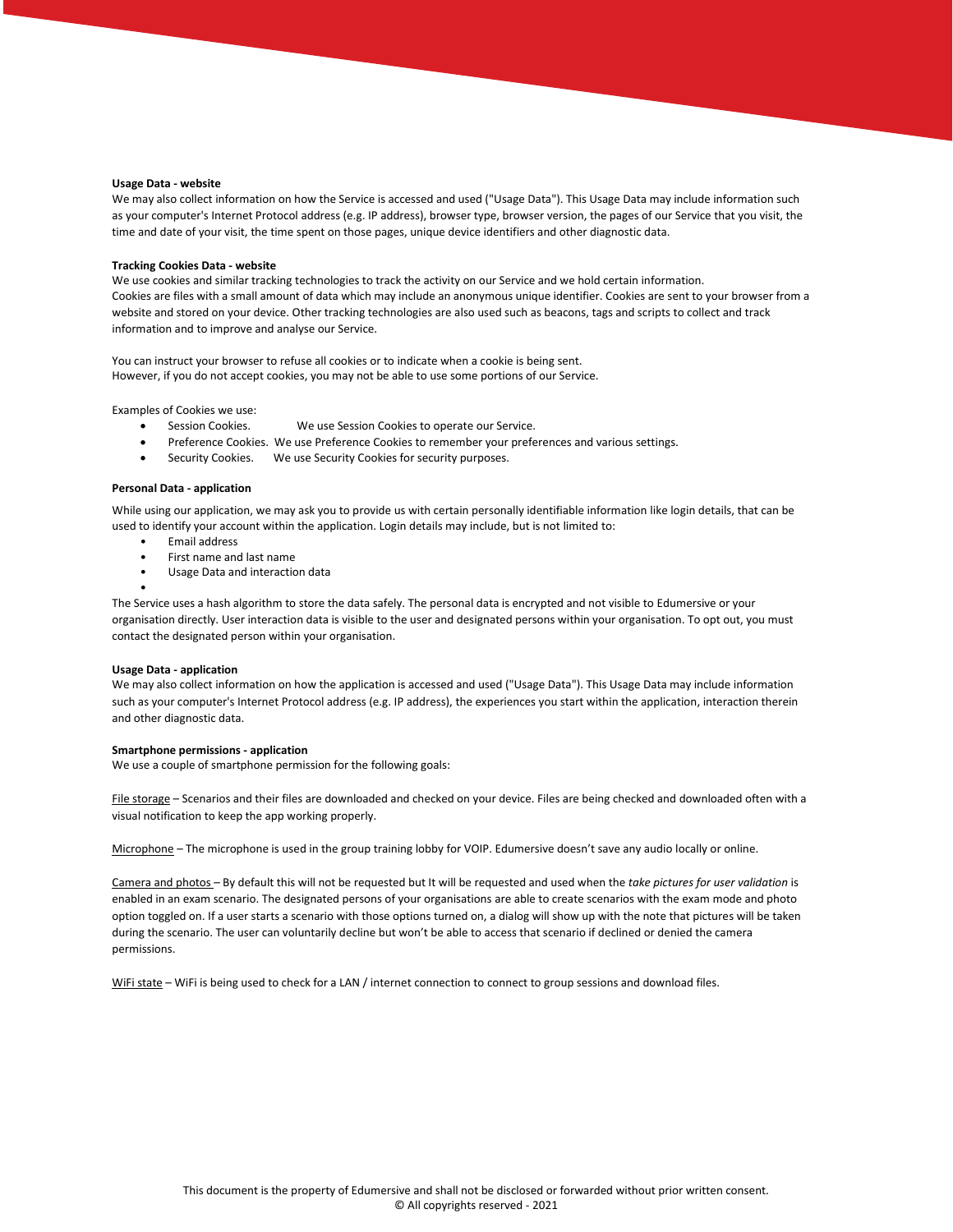**Usage Data - website**

We may also collect information on how the Service is accessed and used ("Usage Data"). This Usage Data may include information such as your computer's Internet Protocol address (e.g. IP address), browser type, browser version, the pages of our Service that you visit, the time and date of your visit, the time spent on those pages, unique device identifiers and other diagnostic data.

**Tracking Cookies Data - website**

We use cookies and similar tracking technologies to track the activity on our Service and we hold certain information.
Cookies are files with a small amount of data which may include an anonymous unique identifier. Cookies are sent to your browser from a website and stored on your device. Other tracking technologies are also used such as beacons, tags and scripts to collect and track information and to improve and analyse our Service.

You can instruct your browser to refuse all cookies or to indicate when a cookie is being sent.
However, if you do not accept cookies, you may not be able to use some portions of our Service.

Examples of Cookies we use:

- Session Cookies. We use Session Cookies to operate our Service.
- Preference Cookies. We use Preference Cookies to remember your preferences and various settings.
- Security Cookies. We use Security Cookies for security purposes.

**Personal Data - application**

While using our application, we may ask you to provide us with certain personally identifiable information like login details, that can be used to identify your account within the application. Login details may include, but is not limited to:

- Email address
- First name and last name
- Usage Data and interaction data

The Service uses a hash algorithm to store the data safely. The personal data is encrypted and not visible to Edumersive or your organisation directly. User interaction data is visible to the user and designated persons within your organisation. To opt out, you must contact the designated person within your organisation.

**Usage Data - application**

We may also collect information on how the application is accessed and used ("Usage Data"). This Usage Data may include information such as your computer's Internet Protocol address (e.g. IP address), the experiences you start within the application, interaction therein and other diagnostic data.

**Smartphone permissions - application**

We use a couple of smartphone permission for the following goals:

File storage – Scenarios and their files are downloaded and checked on your device. Files are being checked and downloaded often with a visual notification to keep the app working properly.

Microphone – The microphone is used in the group training lobby for VOIP. Edumersive doesn't save any audio locally or online.

Camera and photos – By default this will not be requested but It will be requested and used when the *take pictures for user validation* is enabled in an exam scenario. The designated persons of your organisations are able to create scenarios with the exam mode and photo option toggled on. If a user starts a scenario with those options turned on, a dialog will show up with the note that pictures will be taken during the scenario. The user can voluntarily decline but won't be able to access that scenario if declined or denied the camera permissions.

WiFi state – WiFi is being used to check for a LAN / internet connection to connect to group sessions and download files.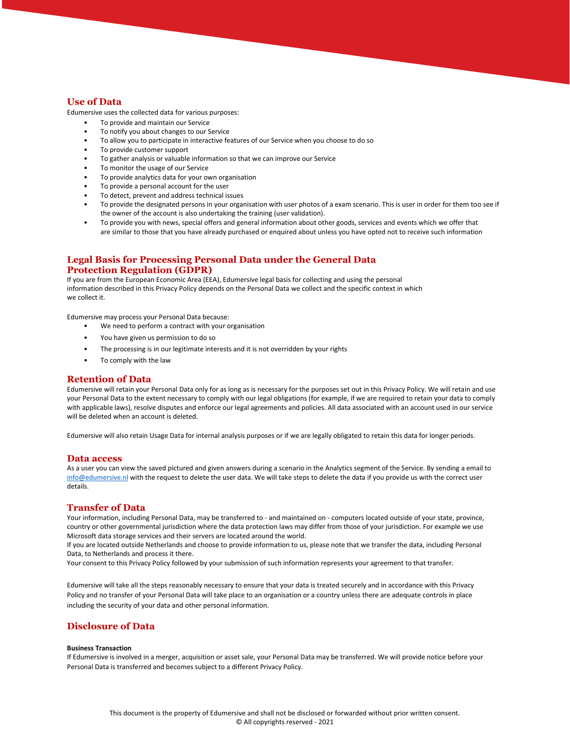## Use of Data

Edumersive uses the collected data for various purposes:

- To provide and maintain our Service
- To notify you about changes to our Service
- To allow you to participate in interactive features of our Service when you choose to do so
- To provide customer support
- To gather analysis or valuable information so that we can improve our Service
- To monitor the usage of our Service
- To provide analytics data for your own organisation
- To provide a personal account for the user
- To detect, prevent and address technical issues
- To provide the designated persons in your organisation with user photos of a exam scenario. This is user in order for them too see if the owner of the account is also undertaking the training (user validation).
- To provide you with news, special offers and general information about other goods, services and events which we offer that are similar to those that you have already purchased or enquired about unless you have opted not to receive such information

## Legal Basis for Processing Personal Data under the General Data Protection Regulation (GDPR)

If you are from the European Economic Area (EEA), Edumersive legal basis for collecting and using the personal information described in this Privacy Policy depends on the Personal Data we collect and the specific context in which we collect it.

Edumersive may process your Personal Data because:

- We need to perform a contract with your organisation
- You have given us permission to do so
- The processing is in our legitimate interests and it is not overridden by your rights
- To comply with the law

## Retention of Data

Edumersive will retain your Personal Data only for as long as is necessary for the purposes set out in this Privacy Policy. We will retain and use your Personal Data to the extent necessary to comply with our legal obligations (for example, if we are required to retain your data to comply with applicable laws), resolve disputes and enforce our legal agreements and policies. All data associated with an account used in our service will be deleted when an account is deleted.

Edumersive will also retain Usage Data for internal analysis purposes or if we are legally obligated to retain this data for longer periods.

## Data access

As a user you can view the saved pictured and given answers during a scenario in the Analytics segment of the Service. By sending a email to info@edumersive.nl with the request to delete the user data. We will take steps to delete the data if you provide us with the correct user details.

## Transfer of Data

Your information, including Personal Data, may be transferred to - and maintained on - computers located outside of your state, province, country or other governmental jurisdiction where the data protection laws may differ from those of your jurisdiction. For example we use Microsoft data storage services and their servers are located around the world.
If you are located outside Netherlands and choose to provide information to us, please note that we transfer the data, including Personal Data, to Netherlands and process it there.
Your consent to this Privacy Policy followed by your submission of such information represents your agreement to that transfer.

Edumersive will take all the steps reasonably necessary to ensure that your data is treated securely and in accordance with this Privacy Policy and no transfer of your Personal Data will take place to an organisation or a country unless there are adequate controls in place including the security of your data and other personal information.

## Disclosure of Data

**Business Transaction**

If Edumersive is involved in a merger, acquisition or asset sale, your Personal Data may be transferred. We will provide notice before your Personal Data is transferred and becomes subject to a different Privacy Policy.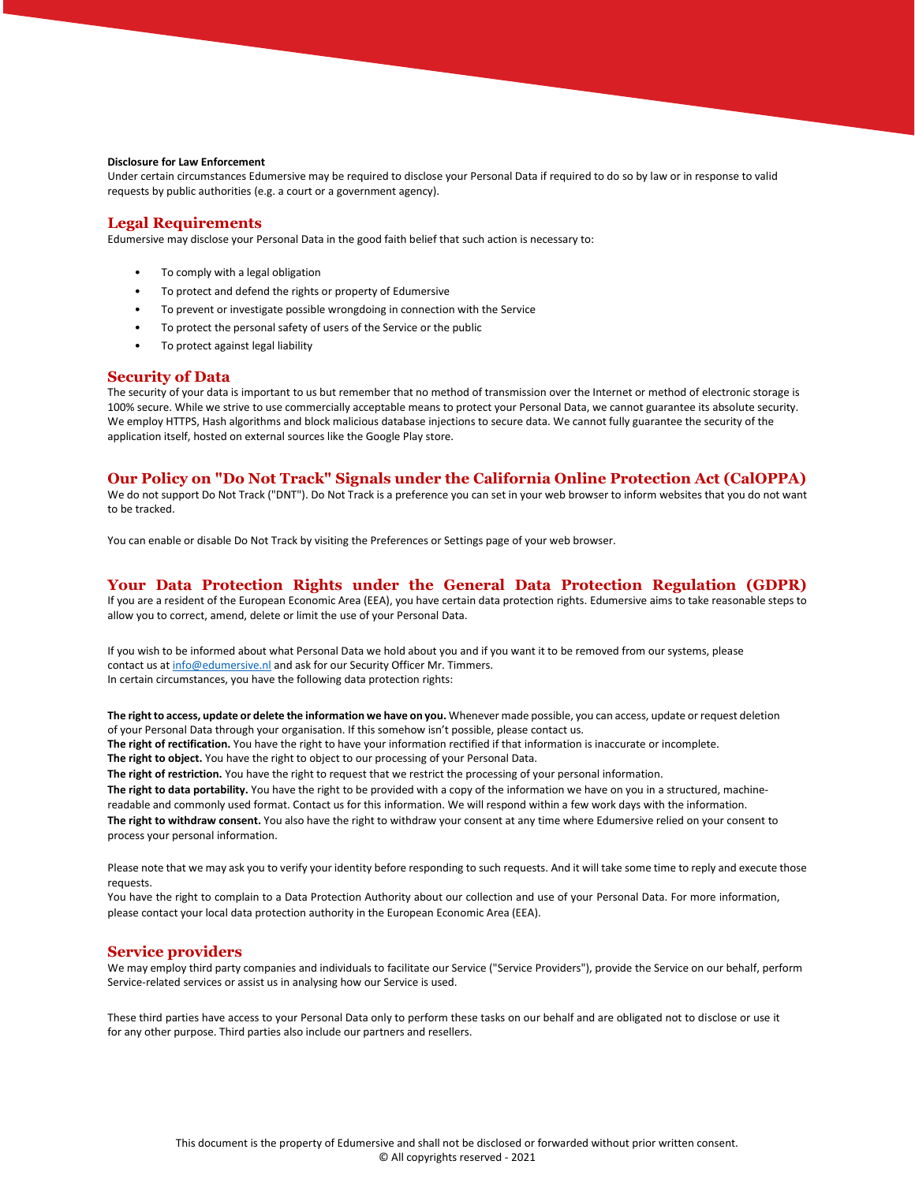**Disclosure for Law Enforcement**
Under certain circumstances Edumersive may be required to disclose your Personal Data if required to do so by law or in response to valid requests by public authorities (e.g. a court or a government agency).

## Legal Requirements

Edumersive may disclose your Personal Data in the good faith belief that such action is necessary to:

- To comply with a legal obligation
- To protect and defend the rights or property of Edumersive
- To prevent or investigate possible wrongdoing in connection with the Service
- To protect the personal safety of users of the Service or the public
- To protect against legal liability

## Security of Data

The security of your data is important to us but remember that no method of transmission over the Internet or method of electronic storage is 100% secure. While we strive to use commercially acceptable means to protect your Personal Data, we cannot guarantee its absolute security. We employ HTTPS, Hash algorithms and block malicious database injections to secure data. We cannot fully guarantee the security of the application itself, hosted on external sources like the Google Play store.

## Our Policy on "Do Not Track" Signals under the California Online Protection Act (CalOPPA)

We do not support Do Not Track ("DNT"). Do Not Track is a preference you can set in your web browser to inform websites that you do not want to be tracked.

You can enable or disable Do Not Track by visiting the Preferences or Settings page of your web browser.

## Your Data Protection Rights under the General Data Protection Regulation (GDPR)

If you are a resident of the European Economic Area (EEA), you have certain data protection rights. Edumersive aims to take reasonable steps to allow you to correct, amend, delete or limit the use of your Personal Data.

If you wish to be informed about what Personal Data we hold about you and if you want it to be removed from our systems, please contact us at info@edumersive.nl and ask for our Security Officer Mr. Timmers.
In certain circumstances, you have the following data protection rights:

**The right to access, update or delete the information we have on you.** Whenever made possible, you can access, update or request deletion of your Personal Data through your organisation. If this somehow isn't possible, please contact us.
**The right of rectification.** You have the right to have your information rectified if that information is inaccurate or incomplete.
**The right to object.** You have the right to object to our processing of your Personal Data.
**The right of restriction.** You have the right to request that we restrict the processing of your personal information.
**The right to data portability.** You have the right to be provided with a copy of the information we have on you in a structured, machine-readable and commonly used format. Contact us for this information. We will respond within a few work days with the information.
**The right to withdraw consent.** You also have the right to withdraw your consent at any time where Edumersive relied on your consent to process your personal information.

Please note that we may ask you to verify your identity before responding to such requests. And it will take some time to reply and execute those requests.
You have the right to complain to a Data Protection Authority about our collection and use of your Personal Data. For more information, please contact your local data protection authority in the European Economic Area (EEA).

## Service providers

We may employ third party companies and individuals to facilitate our Service ("Service Providers"), provide the Service on our behalf, perform Service-related services or assist us in analysing how our Service is used.

These third parties have access to your Personal Data only to perform these tasks on our behalf and are obligated not to disclose or use it for any other purpose. Third parties also include our partners and resellers.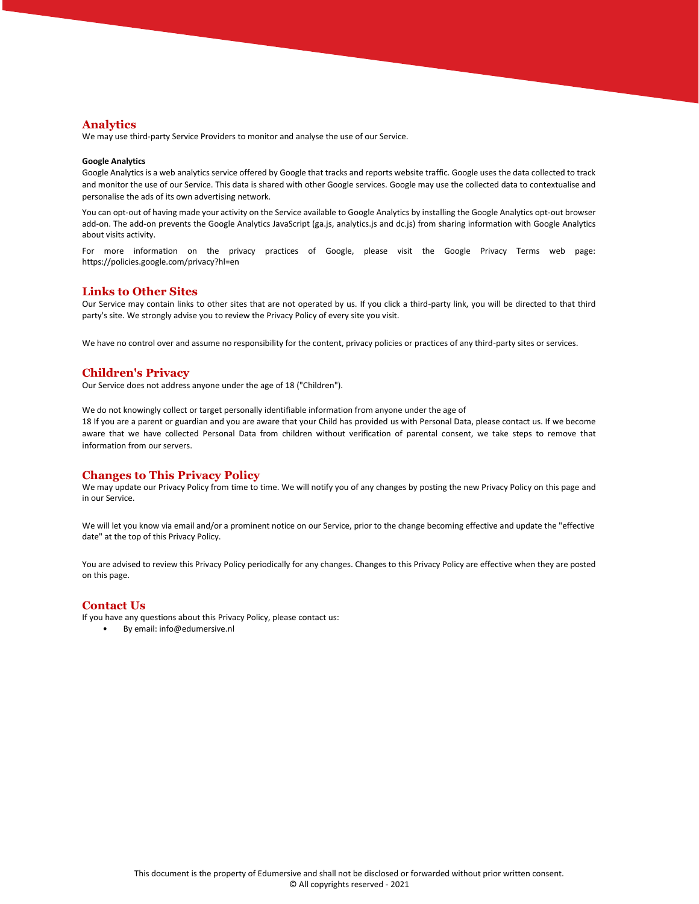## Analytics

We may use third-party Service Providers to monitor and analyse the use of our Service.

**Google Analytics**

Google Analytics is a web analytics service offered by Google that tracks and reports website traffic. Google uses the data collected to track and monitor the use of our Service. This data is shared with other Google services. Google may use the collected data to contextualise and personalise the ads of its own advertising network.

You can opt-out of having made your activity on the Service available to Google Analytics by installing the Google Analytics opt-out browser add-on. The add-on prevents the Google Analytics JavaScript (ga.js, analytics.js and dc.js) from sharing information with Google Analytics about visits activity.

For more information on the privacy practices of Google, please visit the Google Privacy Terms web page: https://policies.google.com/privacy?hl=en

## Links to Other Sites

Our Service may contain links to other sites that are not operated by us. If you click a third-party link, you will be directed to that third party's site. We strongly advise you to review the Privacy Policy of every site you visit.

We have no control over and assume no responsibility for the content, privacy policies or practices of any third-party sites or services.

## Children's Privacy

Our Service does not address anyone under the age of 18 ("Children").

We do not knowingly collect or target personally identifiable information from anyone under the age of 18 If you are a parent or guardian and you are aware that your Child has provided us with Personal Data, please contact us. If we become aware that we have collected Personal Data from children without verification of parental consent, we take steps to remove that information from our servers.

## Changes to This Privacy Policy

We may update our Privacy Policy from time to time. We will notify you of any changes by posting the new Privacy Policy on this page and in our Service.

We will let you know via email and/or a prominent notice on our Service, prior to the change becoming effective and update the "effective date" at the top of this Privacy Policy.

You are advised to review this Privacy Policy periodically for any changes. Changes to this Privacy Policy are effective when they are posted on this page.

## Contact Us

If you have any questions about this Privacy Policy, please contact us:

- By email: info@edumersive.nl

This document is the property of Edumersive and shall not be disclosed or forwarded without prior written consent.
© All copyrights reserved - 2021